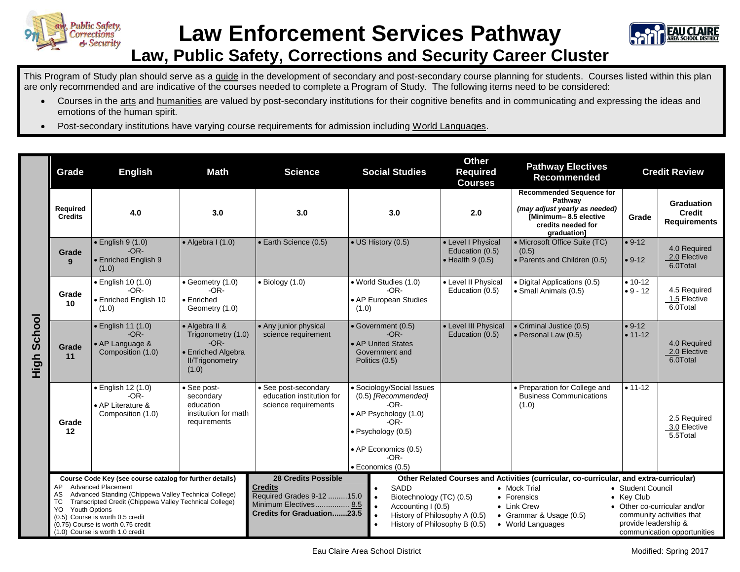# Law Enforcement Services Pathway

## Law, Public Safety, Corrections and Security Career Cluster

This Program of Study plan should serve as a guide in the development of secondary and post-secondary course planning for students. Courses listed within this plan are only recommended and are indicative of the courses needed to complete a Program of Study. The following items need to be considered:

- Courses in the arts and humanities are valued by post-secondary institutions for their cognitive benefits and in communicating and expressing the ideas and emotions of the human spirit.
- Post-secondary institutions have varying course requirements for admission including World Languages.

**High School**

| Grade | English | Math | Science | Social Studies | Other Required Courses | Pathway Electives Recommended | Credit Review | |
|---|---|---|---|---|---|---|---|---|
| **Required Credits** | 4.0 | 3.0 | 3.0 | 3.0 | 2.0 | **Recommended Sequence for Pathway** *(may adjust yearly as needed)* **[Minimum– 8.5 elective credits needed for graduation]** | **Grade** | **Graduation Credit Requirements** |
| **Grade 9** | • English 9 (1.0) -OR- • Enriched English 9 (1.0) | • Algebra I (1.0) | • Earth Science (0.5) | • US History (0.5) | • Level I Physical Education (0.5) • Health 9 (0.5) | • Microsoft Office Suite (TC) (0.5) • Parents and Children (0.5) | • 9-12 • 9-12 | 4.0 Required 2.0 Elective 6.0Total |
| **Grade 10** | • English 10 (1.0) -OR- • Enriched English 10 (1.0) | • Geometry (1.0) -OR- • Enriched Geometry (1.0) | • Biology (1.0) | • World Studies (1.0) -OR- • AP European Studies (1.0) | • Level II Physical Education (0.5) | • Digital Applications (0.5) • Small Animals (0.5) | • 10-12 • 9 - 12 | 4.5 Required 1.5 Elective 6.0Total |
| **Grade 11** | • English 11 (1.0) -OR- • AP Language & Composition (1.0) | • Algebra II & Trigonometry (1.0) -OR- • Enriched Algebra II/Trigonometry (1.0) | • Any junior physical science requirement | • Government (0.5) -OR- • AP United States Government and Politics (0.5) | • Level III Physical Education (0.5) | • Criminal Justice (0.5) • Personal Law (0.5) | • 9-12 • 11-12 | 4.0 Required 2.0 Elective 6.0Total |
| **Grade 12** | • English 12 (1.0) -OR- • AP Literature & Composition (1.0) | • See post-secondary education institution for math requirements | • See post-secondary education institution for science requirements | • Sociology/Social Issues (0.5) *[Recommended]* -OR- • AP Psychology (1.0) -OR- • Psychology (0.5) • AP Economics (0.5) -OR- • Economics (0.5) | | • Preparation for College and Business Communications (1.0) | • 11-12 | 2.5 Required 3.0 Elective 5.5Total |

**Course Code Key (see course catalog for further details)**

- AP Advanced Placement
- AS Advanced Standing (Chippewa Valley Technical College)
- TC Transcripted Credit (Chippewa Valley Technical College)
- YO Youth Options
- (0.5) Course is worth 0.5 credit
- (0.75) Course is worth 0.75 credit
- (1.0) Course is worth 1.0 credit

**28 Credits Possible**

**Credits**
Required Grades 9-12 .........15.0
Minimum Electives................ 8.5
**Credits for Graduation.......23.5**

**Other Related Courses and Activities (curricular, co-curricular, and extra-curricular)**

- SADD
- Biotechnology (TC) (0.5)
- Accounting I (0.5)
- History of Philosophy A (0.5)
- History of Philosophy B (0.5)
- Mock Trial
- Forensics
- Link Crew
- Grammar & Usage (0.5)
- World Languages
- Student Council
- Key Club
- Other co-curricular and/or community activities that provide leadership & communication opportunities

Eau Claire Area School District

Modified: Spring 2017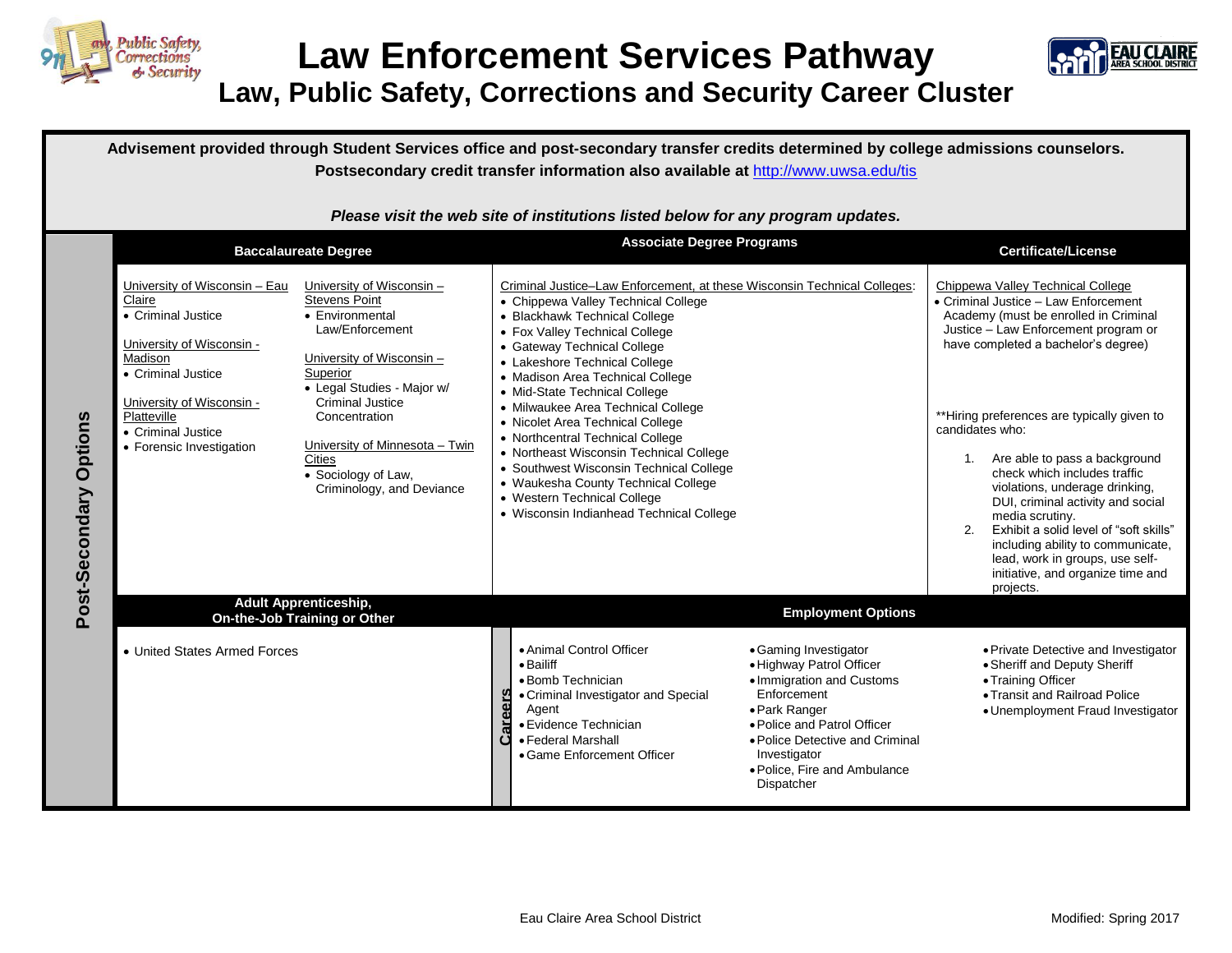# Law Enforcement Services Pathway

## Law, Public Safety, Corrections and Security Career Cluster

**Advisement provided through Student Services office and post-secondary transfer credits determined by college admissions counselors.**
**Postsecondary credit transfer information also available at** http://www.uwsa.edu/tis

***Please visit the web site of institutions listed below for any program updates.***

## Post-Secondary Options

### Baccalaureate Degree

University of Wisconsin – Eau Claire
- Criminal Justice

University of Wisconsin - Madison
- Criminal Justice

University of Wisconsin - Platteville
- Criminal Justice
- Forensic Investigation

University of Wisconsin – Stevens Point
- Environmental Law/Enforcement

University of Wisconsin – Superior
- Legal Studies - Major w/ Criminal Justice Concentration

University of Minnesota – Twin Cities
- Sociology of Law, Criminology, and Deviance

### Associate Degree Programs

Criminal Justice–Law Enforcement, at these Wisconsin Technical Colleges:
- Chippewa Valley Technical College
- Blackhawk Technical College
- Fox Valley Technical College
- Gateway Technical College
- Lakeshore Technical College
- Madison Area Technical College
- Mid-State Technical College
- Milwaukee Area Technical College
- Nicolet Area Technical College
- Northcentral Technical College
- Northeast Wisconsin Technical College
- Southwest Wisconsin Technical College
- Waukesha County Technical College
- Western Technical College
- Wisconsin Indianhead Technical College

### Certificate/License

Chippewa Valley Technical College
- Criminal Justice – Law Enforcement Academy (must be enrolled in Criminal Justice – Law Enforcement program or have completed a bachelor's degree)

**Hiring preferences are typically given to candidates who:

1. Are able to pass a background check which includes traffic violations, underage drinking, DUI, criminal activity and social media scrutiny.
2. Exhibit a solid level of "soft skills" including ability to communicate, lead, work in groups, use self-initiative, and organize time and projects.

### Adult Apprenticeship, On-the-Job Training or Other

- United States Armed Forces

### Employment Options

**Careers**

- Animal Control Officer
- Bailiff
- Bomb Technician
- Criminal Investigator and Special Agent
- Evidence Technician
- Federal Marshall
- Game Enforcement Officer
- Gaming Investigator
- Highway Patrol Officer
- Immigration and Customs Enforcement
- Park Ranger
- Police and Patrol Officer
- Police Detective and Criminal Investigator
- Police, Fire and Ambulance Dispatcher
- Private Detective and Investigator
- Sheriff and Deputy Sheriff
- Training Officer
- Transit and Railroad Police
- Unemployment Fraud Investigator

Eau Claire Area School District

Modified: Spring 2017